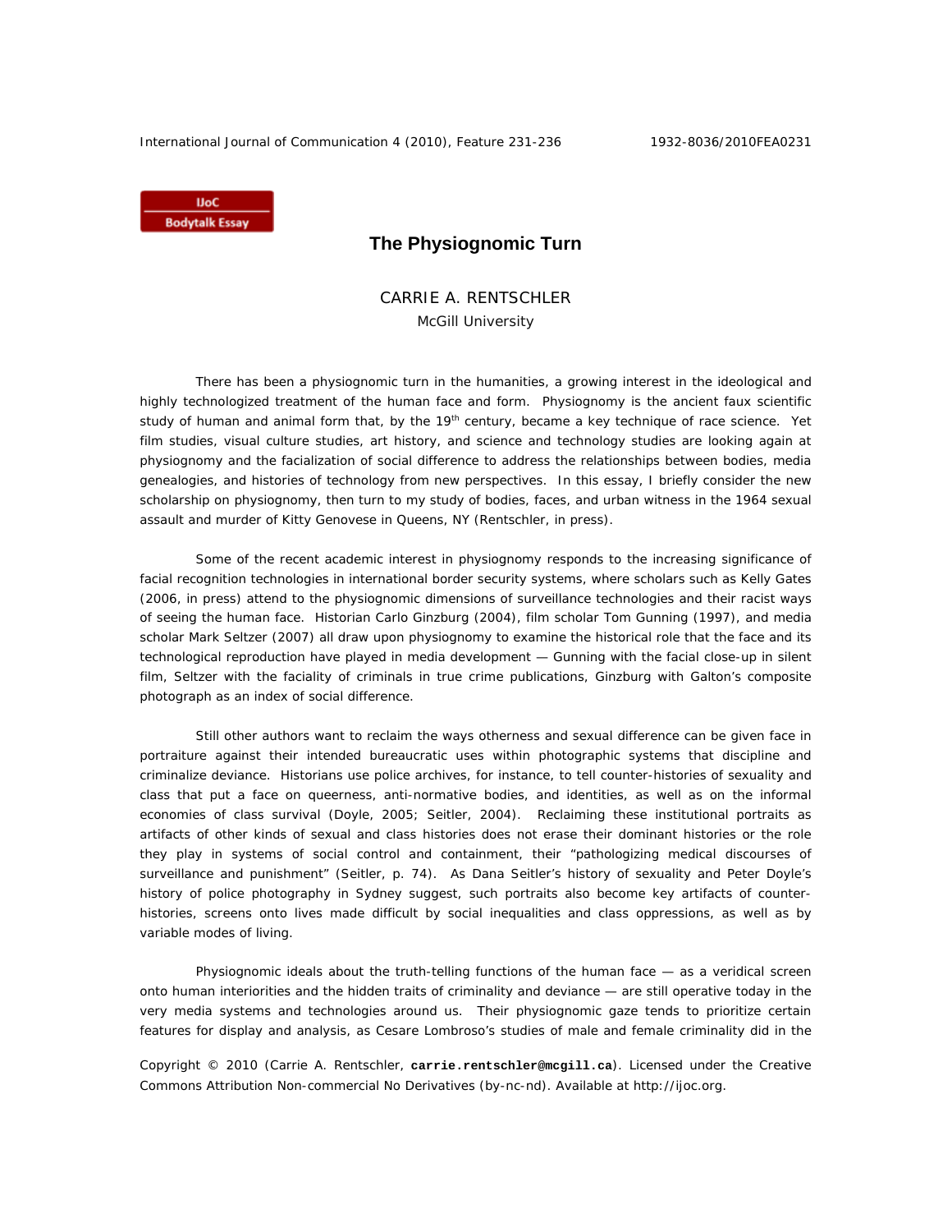IJoC Bodytalk Essay

# The Physiognomic Turn

CARRIE A. RENTSCHLER
McGill University

There has been a physiognomic turn in the humanities, a growing interest in the ideological and highly technologized treatment of the human face and form. Physiognomy is the ancient faux scientific study of human and animal form that, by the 19th century, became a key technique of race science. Yet film studies, visual culture studies, art history, and science and technology studies are looking again at physiognomy and the facialization of social difference to address the relationships between bodies, media genealogies, and histories of technology from new perspectives. In this essay, I briefly consider the new scholarship on physiognomy, then turn to my study of bodies, faces, and urban witness in the 1964 sexual assault and murder of Kitty Genovese in Queens, NY (Rentschler, in press).

Some of the recent academic interest in physiognomy responds to the increasing significance of facial recognition technologies in international border security systems, where scholars such as Kelly Gates (2006, in press) attend to the physiognomic dimensions of surveillance technologies and their racist ways of seeing the human face. Historian Carlo Ginzburg (2004), film scholar Tom Gunning (1997), and media scholar Mark Seltzer (2007) all draw upon physiognomy to examine the historical role that the face and its technological reproduction have played in media development — Gunning with the facial close-up in silent film, Seltzer with the faciality of criminals in true crime publications, Ginzburg with Galton's composite photograph as an index of social difference.

Still other authors want to reclaim the ways otherness and sexual difference can be given face in portraiture against their intended bureaucratic uses within photographic systems that discipline and criminalize deviance. Historians use police archives, for instance, to tell counter-histories of sexuality and class that put a face on queerness, anti-normative bodies, and identities, as well as on the informal economies of class survival (Doyle, 2005; Seitler, 2004). Reclaiming these institutional portraits as artifacts of other kinds of sexual and class histories does not erase their dominant histories or the role they play in systems of social control and containment, their "pathologizing medical discourses of surveillance and punishment" (Seitler, p. 74). As Dana Seitler's history of sexuality and Peter Doyle's history of police photography in Sydney suggest, such portraits also become key artifacts of counter-histories, screens onto lives made difficult by social inequalities and class oppressions, as well as by variable modes of living.

Physiognomic ideals about the truth-telling functions of the human face — as a veridical screen onto human interiorities and the hidden traits of criminality and deviance — are still operative today in the very media systems and technologies around us. Their physiognomic gaze tends to prioritize certain features for display and analysis, as Cesare Lombroso's studies of male and female criminality did in the

Copyright © 2010 (Carrie A. Rentschler, carrie.rentschler@mcgill.ca). Licensed under the Creative Commons Attribution Non-commercial No Derivatives (by-nc-nd). Available at http://ijoc.org.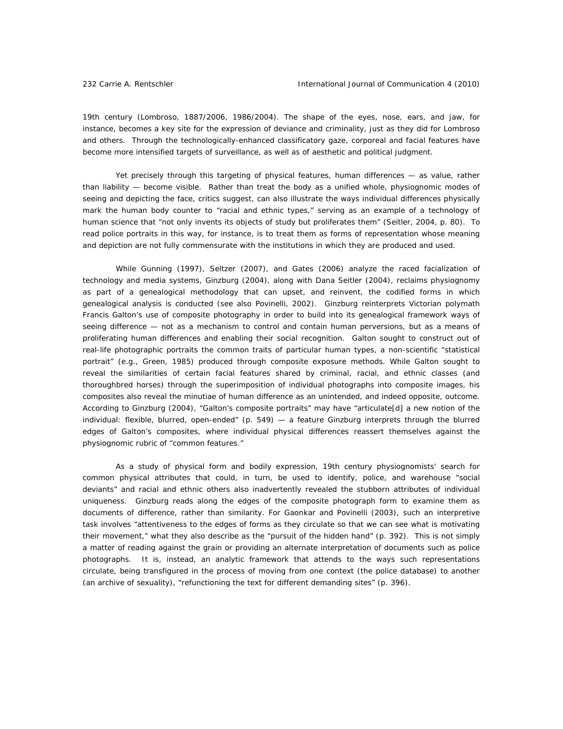19th century (Lombroso, 1887/2006, 1986/2004). The shape of the eyes, nose, ears, and jaw, for instance, becomes a key site for the expression of deviance and criminality, just as they did for Lombroso and others. Through the technologically-enhanced classificatory gaze, corporeal and facial features have become more intensified targets of surveillance, as well as of aesthetic and political judgment.

Yet precisely through this targeting of physical features, human differences — as value, rather than liability — become visible. Rather than treat the body as a unified whole, physiognomic modes of seeing and depicting the face, critics suggest, can also illustrate the ways individual differences physically mark the human body counter to "racial and ethnic types," serving as an example of a technology of human science that "not only invents its objects of study but proliferates them" (Seitler, 2004, p. 80). To read police portraits in this way, for instance, is to treat them as forms of representation whose meaning and depiction are not fully commensurate with the institutions in which they are produced and used.

While Gunning (1997), Seltzer (2007), and Gates (2006) analyze the raced facialization of technology and media systems, Ginzburg (2004), along with Dana Seitler (2004), reclaims physiognomy as part of a genealogical methodology that can upset, and reinvent, the codified forms in which genealogical analysis is conducted (see also Povinelli, 2002). Ginzburg reinterprets Victorian polymath Francis Galton's use of composite photography in order to build into its genealogical framework ways of seeing difference — not as a mechanism to control and contain human perversions, but as a means of proliferating human differences and enabling their social recognition. Galton sought to construct out of real-life photographic portraits the common traits of particular human types, a non-scientific "statistical portrait" (e.g., Green, 1985) produced through composite exposure methods. While Galton sought to reveal the similarities of certain facial features shared by criminal, racial, and ethnic classes (and thoroughbred horses) through the superimposition of individual photographs into composite images, his composites also reveal the minutiae of human difference as an unintended, and indeed opposite, outcome. According to Ginzburg (2004), "Galton's composite portraits" may have "articulate[d] a new notion of the individual: flexible, blurred, open-ended" (p. 549) — a feature Ginzburg interprets through the blurred edges of Galton's composites, where individual physical differences reassert themselves against the physiognomic rubric of "common features."

As a study of physical form and bodily expression, 19th century physiognomists' search for common physical attributes that could, in turn, be used to identify, police, and warehouse "social deviants" and racial and ethnic others also inadvertently revealed the stubborn attributes of individual uniqueness. Ginzburg reads along the edges of the composite photograph form to examine them as documents of difference, rather than similarity. For Gaonkar and Povinelli (2003), such an interpretive task involves "attentiveness to the edges of forms as they circulate so that we can see what is motivating their movement," what they also describe as the "pursuit of the hidden hand" (p. 392). This is not simply a matter of reading against the grain or providing an alternate interpretation of documents such as police photographs. It is, instead, an analytic framework that attends to the ways such representations circulate, being transfigured in the process of moving from one context (the police database) to another (an archive of sexuality), "refunctioning the text for different demanding sites" (p. 396).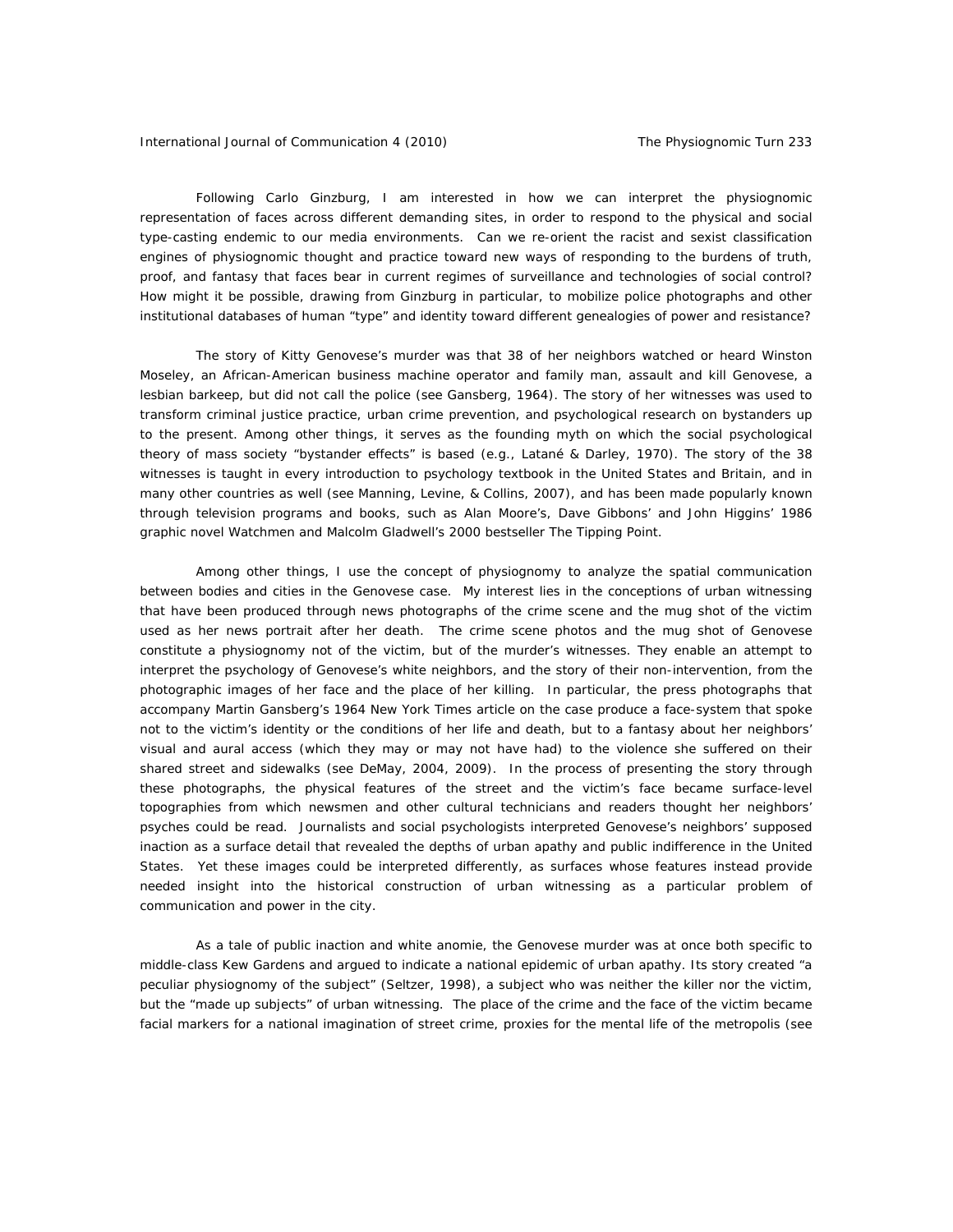Following Carlo Ginzburg, I am interested in how we can interpret the physiognomic representation of faces across different demanding sites, in order to respond to the physical and social type-casting endemic to our media environments. Can we re-orient the racist and sexist classification engines of physiognomic thought and practice toward new ways of responding to the burdens of truth, proof, and fantasy that faces bear in current regimes of surveillance and technologies of social control? How might it be possible, drawing from Ginzburg in particular, to mobilize police photographs and other institutional databases of human "type" and identity toward different genealogies of power and resistance?

The story of Kitty Genovese's murder was that 38 of her neighbors watched or heard Winston Moseley, an African-American business machine operator and family man, assault and kill Genovese, a lesbian barkeep, but did not call the police (see Gansberg, 1964). The story of her witnesses was used to transform criminal justice practice, urban crime prevention, and psychological research on bystanders up to the present. Among other things, it serves as the founding myth on which the social psychological theory of mass society "bystander effects" is based (e.g., Latané & Darley, 1970). The story of the 38 witnesses is taught in every introduction to psychology textbook in the United States and Britain, and in many other countries as well (see Manning, Levine, & Collins, 2007), and has been made popularly known through television programs and books, such as Alan Moore's, Dave Gibbons' and John Higgins' 1986 graphic novel Watchmen and Malcolm Gladwell's 2000 bestseller The Tipping Point.

Among other things, I use the concept of physiognomy to analyze the spatial communication between bodies and cities in the Genovese case. My interest lies in the conceptions of urban witnessing that have been produced through news photographs of the crime scene and the mug shot of the victim used as her news portrait after her death. The crime scene photos and the mug shot of Genovese constitute a physiognomy not of the victim, but of the murder's witnesses. They enable an attempt to interpret the psychology of Genovese's white neighbors, and the story of their non-intervention, from the photographic images of her face and the place of her killing. In particular, the press photographs that accompany Martin Gansberg's 1964 New York Times article on the case produce a face-system that spoke not to the victim's identity or the conditions of her life and death, but to a fantasy about her neighbors' visual and aural access (which they may or may not have had) to the violence she suffered on their shared street and sidewalks (see DeMay, 2004, 2009). In the process of presenting the story through these photographs, the physical features of the street and the victim's face became surface-level topographies from which newsmen and other cultural technicians and readers thought her neighbors' psyches could be read. Journalists and social psychologists interpreted Genovese's neighbors' supposed inaction as a surface detail that revealed the depths of urban apathy and public indifference in the United States. Yet these images could be interpreted differently, as surfaces whose features instead provide needed insight into the historical construction of urban witnessing as a particular problem of communication and power in the city.

As a tale of public inaction and white anomie, the Genovese murder was at once both specific to middle-class Kew Gardens and argued to indicate a national epidemic of urban apathy. Its story created "a peculiar physiognomy of the subject" (Seltzer, 1998), a subject who was neither the killer nor the victim, but the "made up subjects" of urban witnessing. The place of the crime and the face of the victim became facial markers for a national imagination of street crime, proxies for the mental life of the metropolis (see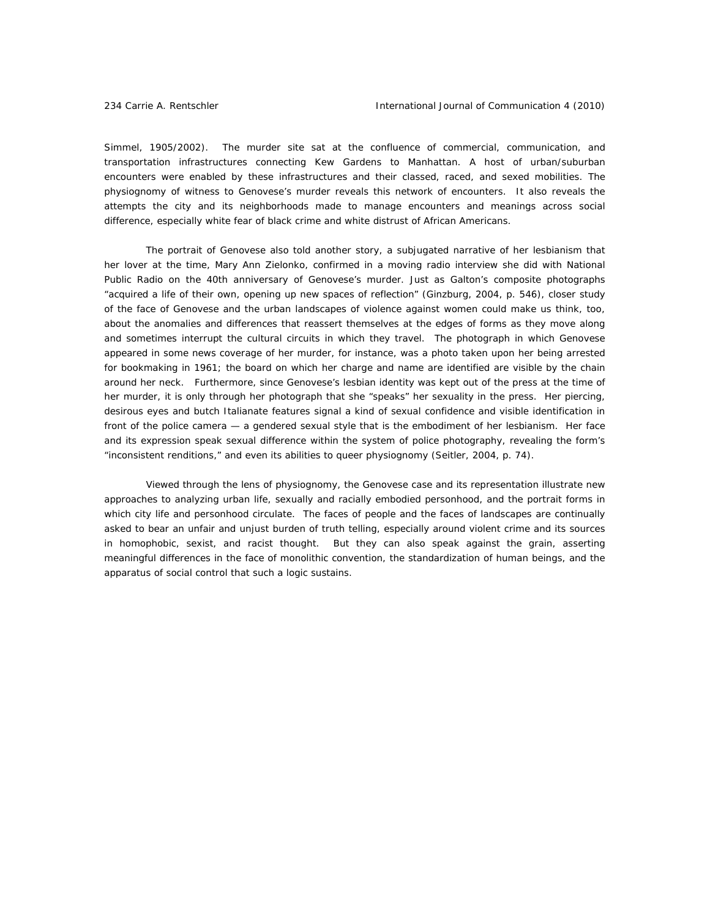Simmel, 1905/2002). The murder site sat at the confluence of commercial, communication, and transportation infrastructures connecting Kew Gardens to Manhattan. A host of urban/suburban encounters were enabled by these infrastructures and their classed, raced, and sexed mobilities. The physiognomy of witness to Genovese's murder reveals this network of encounters. It also reveals the attempts the city and its neighborhoods made to manage encounters and meanings across social difference, especially white fear of black crime and white distrust of African Americans.

The portrait of Genovese also told another story, a subjugated narrative of her lesbianism that her lover at the time, Mary Ann Zielonko, confirmed in a moving radio interview she did with National Public Radio on the 40th anniversary of Genovese's murder. Just as Galton's composite photographs "acquired a life of their own, opening up new spaces of reflection" (Ginzburg, 2004, p. 546), closer study of the face of Genovese and the urban landscapes of violence against women could make us think, too, about the anomalies and differences that reassert themselves at the edges of forms as they move along and sometimes interrupt the cultural circuits in which they travel. The photograph in which Genovese appeared in some news coverage of her murder, for instance, was a photo taken upon her being arrested for bookmaking in 1961; the board on which her charge and name are identified are visible by the chain around her neck. Furthermore, since Genovese's lesbian identity was kept out of the press at the time of her murder, it is only through her photograph that she "speaks" her sexuality in the press. Her piercing, desirous eyes and butch Italianate features signal a kind of sexual confidence and visible identification in front of the police camera — a gendered sexual style that is the embodiment of her lesbianism. Her face and its expression speak sexual difference within the system of police photography, revealing the form's "inconsistent renditions," and even its abilities to queer physiognomy (Seitler, 2004, p. 74).

Viewed through the lens of physiognomy, the Genovese case and its representation illustrate new approaches to analyzing urban life, sexually and racially embodied personhood, and the portrait forms in which city life and personhood circulate. The faces of people and the faces of landscapes are continually asked to bear an unfair and unjust burden of truth telling, especially around violent crime and its sources in homophobic, sexist, and racist thought. But they can also speak against the grain, asserting meaningful differences in the face of monolithic convention, the standardization of human beings, and the apparatus of social control that such a logic sustains.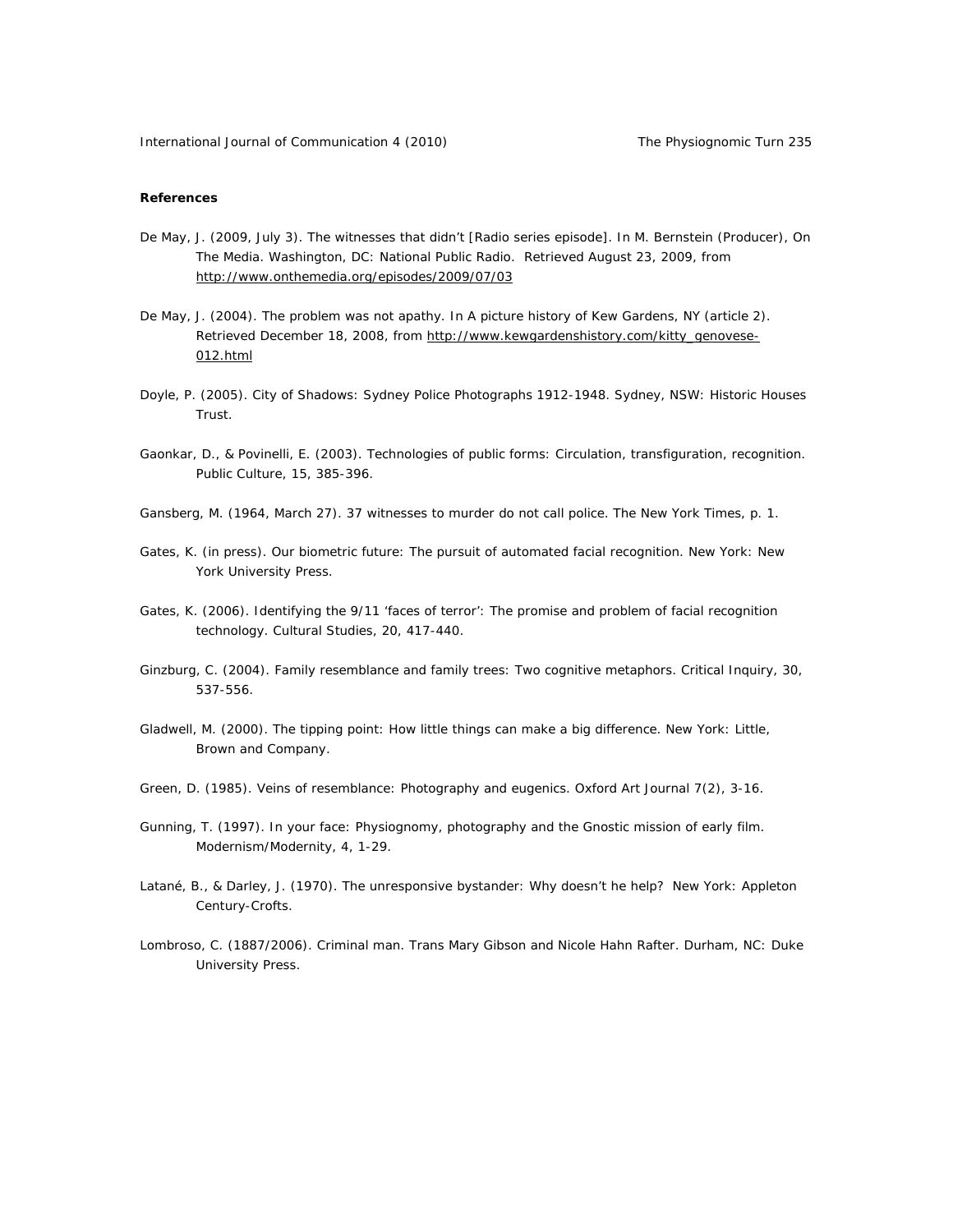**References**

De May, J. (2009, July 3). The witnesses that didn't [Radio series episode]. In M. Bernstein (Producer), On The Media. Washington, DC: National Public Radio. Retrieved August 23, 2009, from http://www.onthemedia.org/episodes/2009/07/03

De May, J. (2004). The problem was not apathy. In A picture history of Kew Gardens, NY (article 2). Retrieved December 18, 2008, from http://www.kewgardenshistory.com/kitty_genovese-012.html

Doyle, P. (2005). City of Shadows: Sydney Police Photographs 1912-1948. Sydney, NSW: Historic Houses Trust.

Gaonkar, D., & Povinelli, E. (2003). Technologies of public forms: Circulation, transfiguration, recognition. Public Culture, 15, 385-396.

Gansberg, M. (1964, March 27). 37 witnesses to murder do not call police. The New York Times, p. 1.

Gates, K. (in press). Our biometric future: The pursuit of automated facial recognition. New York: New York University Press.

Gates, K. (2006). Identifying the 9/11 'faces of terror': The promise and problem of facial recognition technology. Cultural Studies, 20, 417-440.

Ginzburg, C. (2004). Family resemblance and family trees: Two cognitive metaphors. Critical Inquiry, 30, 537-556.

Gladwell, M. (2000). The tipping point: How little things can make a big difference. New York: Little, Brown and Company.

Green, D. (1985). Veins of resemblance: Photography and eugenics. Oxford Art Journal 7(2), 3-16.

Gunning, T. (1997). In your face: Physiognomy, photography and the Gnostic mission of early film. Modernism/Modernity, 4, 1-29.

Latané, B., & Darley, J. (1970). The unresponsive bystander: Why doesn't he help? New York: Appleton Century-Crofts.

Lombroso, C. (1887/2006). Criminal man. Trans Mary Gibson and Nicole Hahn Rafter. Durham, NC: Duke University Press.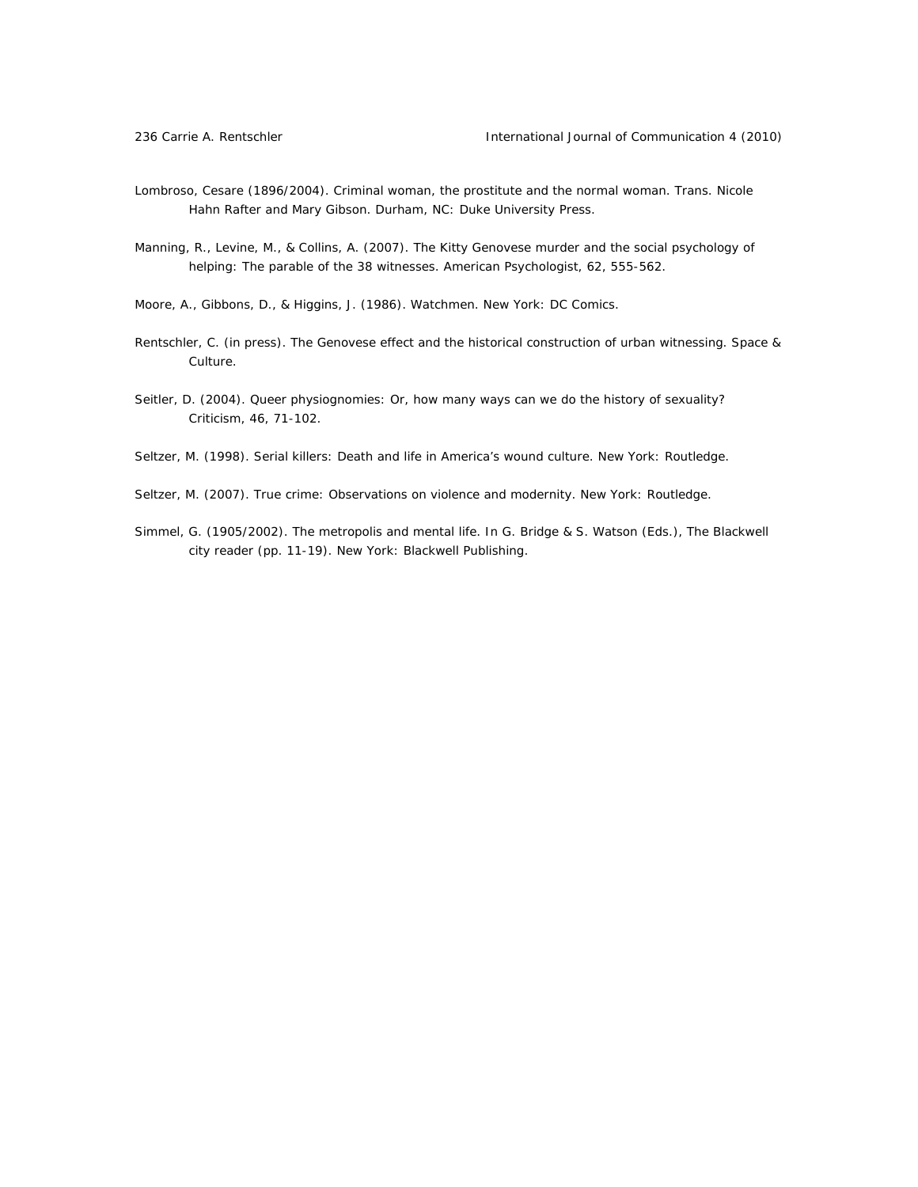Lombroso, Cesare (1896/2004). Criminal woman, the prostitute and the normal woman. Trans. Nicole Hahn Rafter and Mary Gibson. Durham, NC: Duke University Press.

Manning, R., Levine, M., & Collins, A. (2007). The Kitty Genovese murder and the social psychology of helping: The parable of the 38 witnesses. American Psychologist, 62, 555-562.

Moore, A., Gibbons, D., & Higgins, J. (1986). Watchmen. New York: DC Comics.

Rentschler, C. (in press). The Genovese effect and the historical construction of urban witnessing. Space & Culture.

Seitler, D. (2004). Queer physiognomies: Or, how many ways can we do the history of sexuality? Criticism, 46, 71-102.

Seltzer, M. (1998). Serial killers: Death and life in America's wound culture. New York: Routledge.

Seltzer, M. (2007). True crime: Observations on violence and modernity. New York: Routledge.

Simmel, G. (1905/2002). The metropolis and mental life. In G. Bridge & S. Watson (Eds.), The Blackwell city reader (pp. 11-19). New York: Blackwell Publishing.